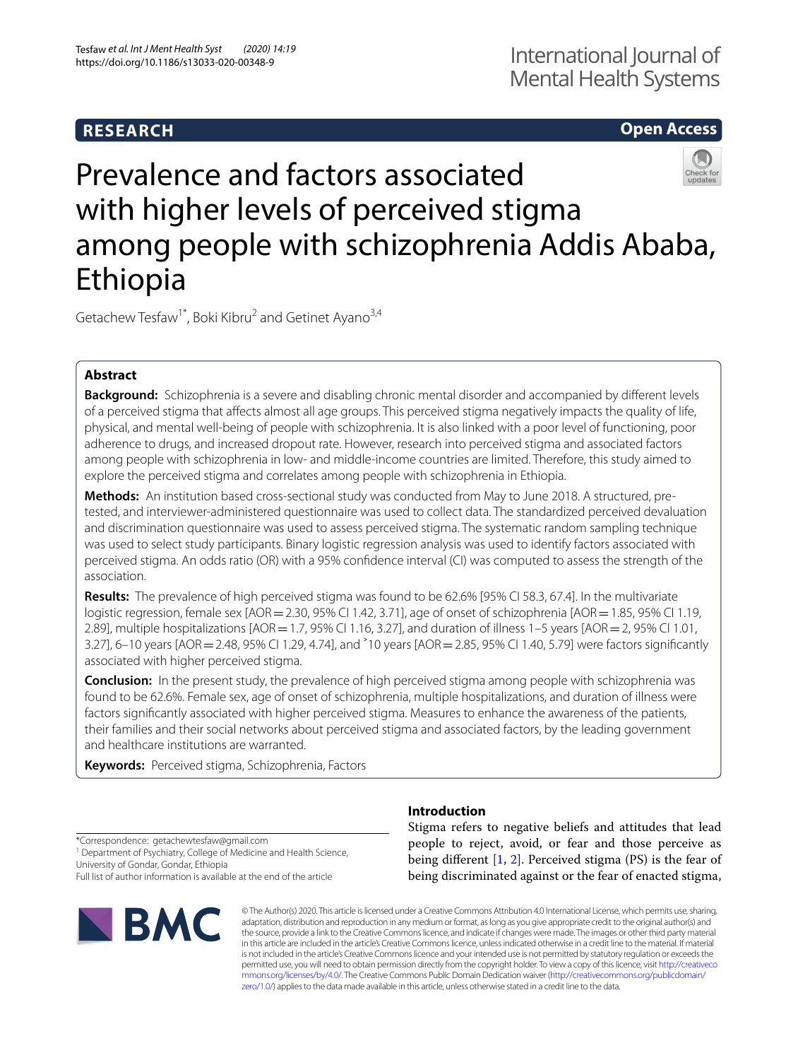RESEARCH

Open Access

# Prevalence and factors associated with higher levels of perceived stigma among people with schizophrenia Addis Ababa, Ethiopia

Getachew Tesfaw[1*], Boki Kibru[2] and Getinet Ayano[3,4]

## Abstract

**Background:** Schizophrenia is a severe and disabling chronic mental disorder and accompanied by different levels of a perceived stigma that affects almost all age groups. This perceived stigma negatively impacts the quality of life, physical, and mental well-being of people with schizophrenia. It is also linked with a poor level of functioning, poor adherence to drugs, and increased dropout rate. However, research into perceived stigma and associated factors among people with schizophrenia in low- and middle-income countries are limited. Therefore, this study aimed to explore the perceived stigma and correlates among people with schizophrenia in Ethiopia.

**Methods:** An institution based cross-sectional study was conducted from May to June 2018. A structured, pre-tested, and interviewer-administered questionnaire was used to collect data. The standardized perceived devaluation and discrimination questionnaire was used to assess perceived stigma. The systematic random sampling technique was used to select study participants. Binary logistic regression analysis was used to identify factors associated with perceived stigma. An odds ratio (OR) with a 95% confidence interval (CI) was computed to assess the strength of the association.

**Results:** The prevalence of high perceived stigma was found to be 62.6% [95% CI 58.3, 67.4]. In the multivariate logistic regression, female sex [AOR = 2.30, 95% CI 1.42, 3.71], age of onset of schizophrenia [AOR = 1.85, 95% CI 1.19, 2.89], multiple hospitalizations [AOR = 1.7, 95% CI 1.16, 3.27], and duration of illness 1–5 years [AOR = 2, 95% CI 1.01, 3.27], 6–10 years [AOR = 2.48, 95% CI 1.29, 4.74], and ˃10 years [AOR = 2.85, 95% CI 1.40, 5.79] were factors significantly associated with higher perceived stigma.

**Conclusion:** In the present study, the prevalence of high perceived stigma among people with schizophrenia was found to be 62.6%. Female sex, age of onset of schizophrenia, multiple hospitalizations, and duration of illness were factors significantly associated with higher perceived stigma. Measures to enhance the awareness of the patients, their families and their social networks about perceived stigma and associated factors, by the leading government and healthcare institutions are warranted.

**Keywords:** Perceived stigma, Schizophrenia, Factors

*Correspondence: getachewtesfaw@gmail.com
[1] Department of Psychiatry, College of Medicine and Health Science, University of Gondar, Gondar, Ethiopia
Full list of author information is available at the end of the article

## Introduction

Stigma refers to negative beliefs and attitudes that lead people to reject, avoid, or fear and those perceive as being different [1, 2]. Perceived stigma (PS) is the fear of being discriminated against or the fear of enacted stigma,

© The Author(s) 2020. This article is licensed under a Creative Commons Attribution 4.0 International License, which permits use, sharing, adaptation, distribution and reproduction in any medium or format, as long as you give appropriate credit to the original author(s) and the source, provide a link to the Creative Commons licence, and indicate if changes were made. The images or other third party material in this article are included in the article's Creative Commons licence, unless indicated otherwise in a credit line to the material. If material is not included in the article's Creative Commons licence and your intended use is not permitted by statutory regulation or exceeds the permitted use, you will need to obtain permission directly from the copyright holder. To view a copy of this licence, visit http://creativecommons.org/licenses/by/4.0/. The Creative Commons Public Domain Dedication waiver (http://creativecommons.org/publicdomain/zero/1.0/) applies to the data made available in this article, unless otherwise stated in a credit line to the data.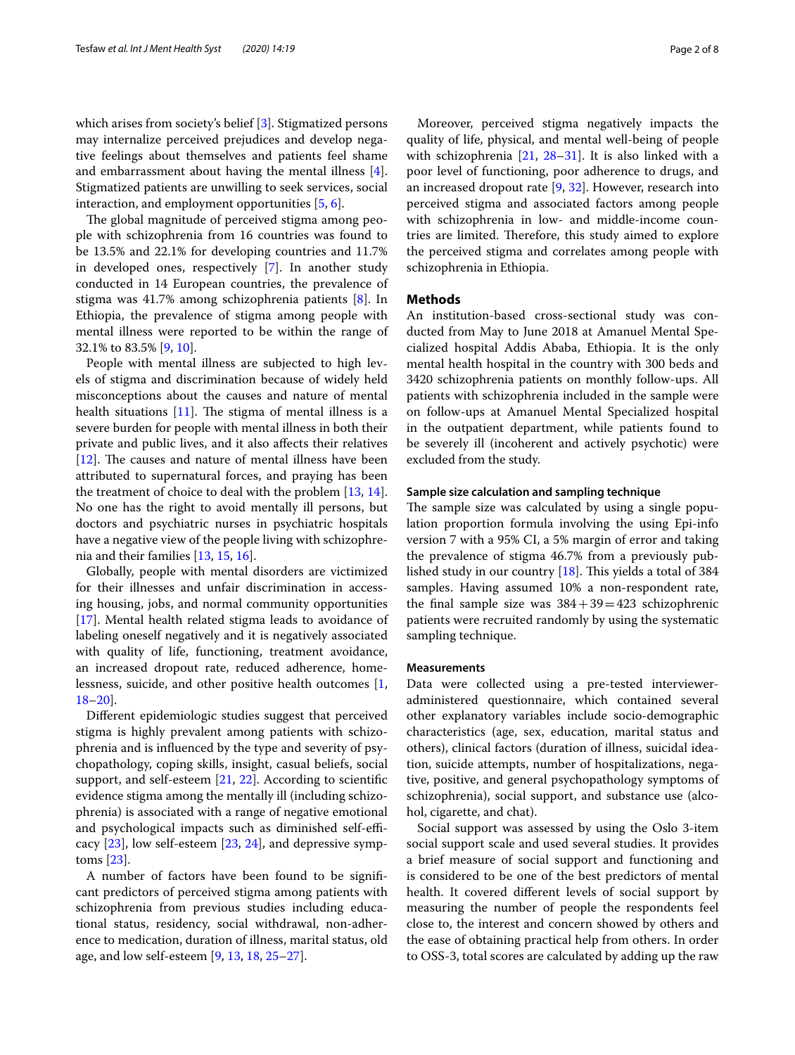which arises from society's belief [3]. Stigmatized persons may internalize perceived prejudices and develop negative feelings about themselves and patients feel shame and embarrassment about having the mental illness [4]. Stigmatized patients are unwilling to seek services, social interaction, and employment opportunities [5, 6].

The global magnitude of perceived stigma among people with schizophrenia from 16 countries was found to be 13.5% and 22.1% for developing countries and 11.7% in developed ones, respectively [7]. In another study conducted in 14 European countries, the prevalence of stigma was 41.7% among schizophrenia patients [8]. In Ethiopia, the prevalence of stigma among people with mental illness were reported to be within the range of 32.1% to 83.5% [9, 10].

People with mental illness are subjected to high levels of stigma and discrimination because of widely held misconceptions about the causes and nature of mental health situations [11]. The stigma of mental illness is a severe burden for people with mental illness in both their private and public lives, and it also affects their relatives [12]. The causes and nature of mental illness have been attributed to supernatural forces, and praying has been the treatment of choice to deal with the problem [13, 14]. No one has the right to avoid mentally ill persons, but doctors and psychiatric nurses in psychiatric hospitals have a negative view of the people living with schizophrenia and their families [13, 15, 16].

Globally, people with mental disorders are victimized for their illnesses and unfair discrimination in accessing housing, jobs, and normal community opportunities [17]. Mental health related stigma leads to avoidance of labeling oneself negatively and it is negatively associated with quality of life, functioning, treatment avoidance, an increased dropout rate, reduced adherence, homelessness, suicide, and other positive health outcomes [1, 18–20].

Different epidemiologic studies suggest that perceived stigma is highly prevalent among patients with schizophrenia and is influenced by the type and severity of psychopathology, coping skills, insight, casual beliefs, social support, and self-esteem [21, 22]. According to scientific evidence stigma among the mentally ill (including schizophrenia) is associated with a range of negative emotional and psychological impacts such as diminished self-efficacy [23], low self-esteem [23, 24], and depressive symptoms [23].

A number of factors have been found to be significant predictors of perceived stigma among patients with schizophrenia from previous studies including educational status, residency, social withdrawal, non-adherence to medication, duration of illness, marital status, old age, and low self-esteem [9, 13, 18, 25–27].

Moreover, perceived stigma negatively impacts the quality of life, physical, and mental well-being of people with schizophrenia [21, 28–31]. It is also linked with a poor level of functioning, poor adherence to drugs, and an increased dropout rate [9, 32]. However, research into perceived stigma and associated factors among people with schizophrenia in low- and middle-income countries are limited. Therefore, this study aimed to explore the perceived stigma and correlates among people with schizophrenia in Ethiopia.

## Methods

An institution-based cross-sectional study was conducted from May to June 2018 at Amanuel Mental Specialized hospital Addis Ababa, Ethiopia. It is the only mental health hospital in the country with 300 beds and 3420 schizophrenia patients on monthly follow-ups. All patients with schizophrenia included in the sample were on follow-ups at Amanuel Mental Specialized hospital in the outpatient department, while patients found to be severely ill (incoherent and actively psychotic) were excluded from the study.

### Sample size calculation and sampling technique

The sample size was calculated by using a single population proportion formula involving the using Epi-info version 7 with a 95% CI, a 5% margin of error and taking the prevalence of stigma 46.7% from a previously published study in our country [18]. This yields a total of 384 samples. Having assumed 10% a non-respondent rate, the final sample size was 384 + 39 = 423 schizophrenic patients were recruited randomly by using the systematic sampling technique.

### Measurements

Data were collected using a pre-tested interviewer-administered questionnaire, which contained several other explanatory variables include socio-demographic characteristics (age, sex, education, marital status and others), clinical factors (duration of illness, suicidal ideation, suicide attempts, number of hospitalizations, negative, positive, and general psychopathology symptoms of schizophrenia), social support, and substance use (alcohol, cigarette, and chat).

Social support was assessed by using the Oslo 3-item social support scale and used several studies. It provides a brief measure of social support and functioning and is considered to be one of the best predictors of mental health. It covered different levels of social support by measuring the number of people the respondents feel close to, the interest and concern showed by others and the ease of obtaining practical help from others. In order to OSS-3, total scores are calculated by adding up the raw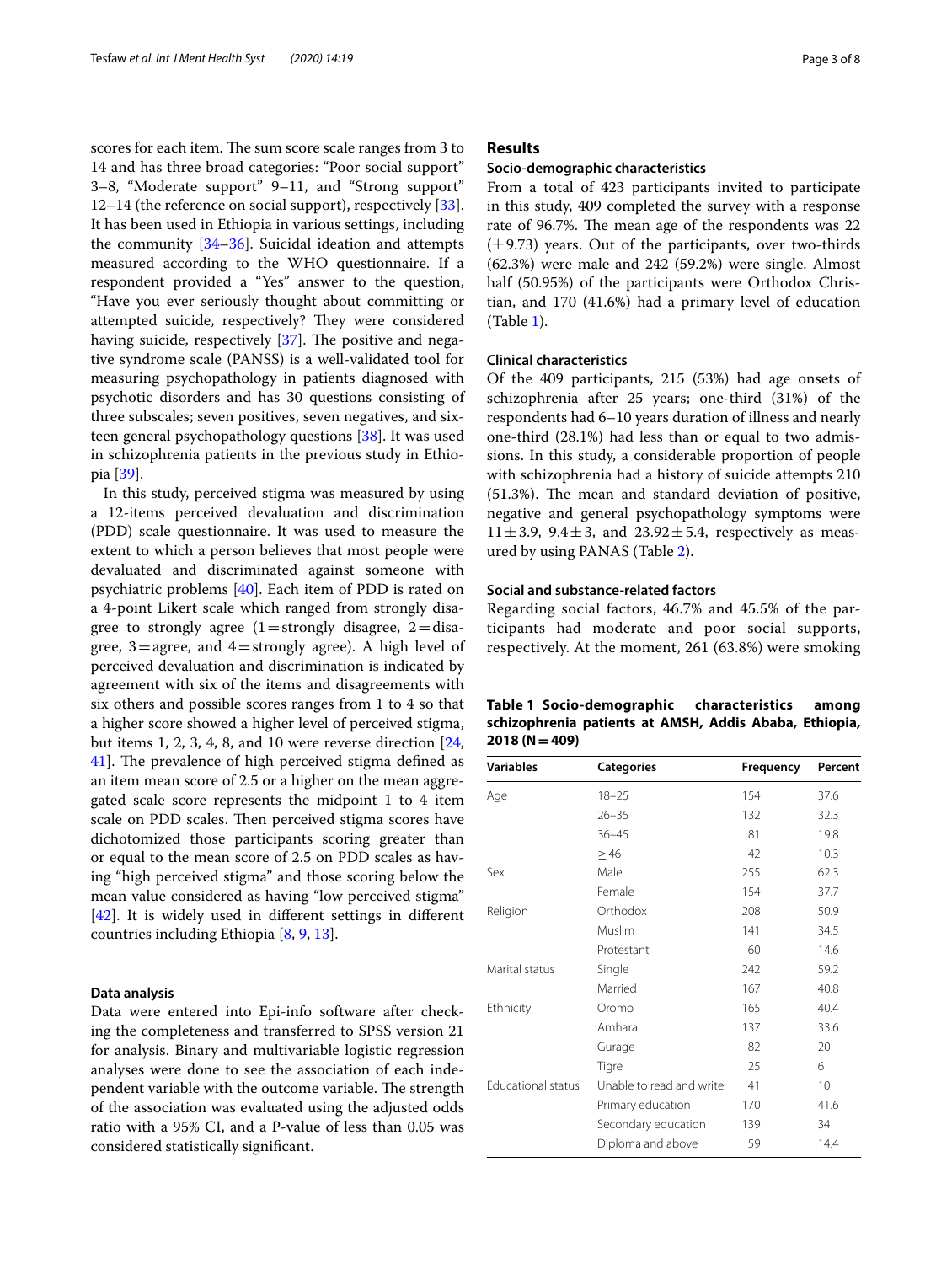scores for each item. The sum score scale ranges from 3 to 14 and has three broad categories: "Poor social support" 3–8, "Moderate support" 9–11, and "Strong support" 12–14 (the reference on social support), respectively [33]. It has been used in Ethiopia in various settings, including the community [34–36]. Suicidal ideation and attempts measured according to the WHO questionnaire. If a respondent provided a "Yes" answer to the question, "Have you ever seriously thought about committing or attempted suicide, respectively? They were considered having suicide, respectively [37]. The positive and negative syndrome scale (PANSS) is a well-validated tool for measuring psychopathology in patients diagnosed with psychotic disorders and has 30 questions consisting of three subscales; seven positives, seven negatives, and sixteen general psychopathology questions [38]. It was used in schizophrenia patients in the previous study in Ethiopia [39].

In this study, perceived stigma was measured by using a 12-items perceived devaluation and discrimination (PDD) scale questionnaire. It was used to measure the extent to which a person believes that most people were devaluated and discriminated against someone with psychiatric problems [40]. Each item of PDD is rated on a 4-point Likert scale which ranged from strongly disagree to strongly agree (1 = strongly disagree, 2 = disagree, 3 = agree, and 4 = strongly agree). A high level of perceived devaluation and discrimination is indicated by agreement with six of the items and disagreements with six others and possible scores ranges from 1 to 4 so that a higher score showed a higher level of perceived stigma, but items 1, 2, 3, 4, 8, and 10 were reverse direction [24, 41]. The prevalence of high perceived stigma defined as an item mean score of 2.5 or a higher on the mean aggregated scale score represents the midpoint 1 to 4 item scale on PDD scales. Then perceived stigma scores have dichotomized those participants scoring greater than or equal to the mean score of 2.5 on PDD scales as having "high perceived stigma" and those scoring below the mean value considered as having "low perceived stigma" [42]. It is widely used in different settings in different countries including Ethiopia [8, 9, 13].

### Data analysis

Data were entered into Epi-info software after checking the completeness and transferred to SPSS version 21 for analysis. Binary and multivariable logistic regression analyses were done to see the association of each independent variable with the outcome variable. The strength of the association was evaluated using the adjusted odds ratio with a 95% CI, and a P-value of less than 0.05 was considered statistically significant.

## Results

### Socio-demographic characteristics

From a total of 423 participants invited to participate in this study, 409 completed the survey with a response rate of 96.7%. The mean age of the respondents was 22 (±9.73) years. Out of the participants, over two-thirds (62.3%) were male and 242 (59.2%) were single. Almost half (50.95%) of the participants were Orthodox Christian, and 170 (41.6%) had a primary level of education (Table 1).

### Clinical characteristics

Of the 409 participants, 215 (53%) had age onsets of schizophrenia after 25 years; one-third (31%) of the respondents had 6–10 years duration of illness and nearly one-third (28.1%) had less than or equal to two admissions. In this study, a considerable proportion of people with schizophrenia had a history of suicide attempts 210 (51.3%). The mean and standard deviation of positive, negative and general psychopathology symptoms were 11 ± 3.9, 9.4 ± 3, and 23.92 ± 5.4, respectively as measured by using PANAS (Table 2).

### Social and substance-related factors

Regarding social factors, 46.7% and 45.5% of the participants had moderate and poor social supports, respectively. At the moment, 261 (63.8%) were smoking

**Table 1 Socio-demographic characteristics among schizophrenia patients at AMSH, Addis Ababa, Ethiopia, 2018 (N = 409)**

| Variables | Categories | Frequency | Percent |
|---|---|---|---|
| Age | 18–25 | 154 | 37.6 |
| | 26–35 | 132 | 32.3 |
| | 36–45 | 81 | 19.8 |
| | ≥46 | 42 | 10.3 |
| Sex | Male | 255 | 62.3 |
| | Female | 154 | 37.7 |
| Religion | Orthodox | 208 | 50.9 |
| | Muslim | 141 | 34.5 |
| | Protestant | 60 | 14.6 |
| Marital status | Single | 242 | 59.2 |
| | Married | 167 | 40.8 |
| Ethnicity | Oromo | 165 | 40.4 |
| | Amhara | 137 | 33.6 |
| | Gurage | 82 | 20 |
| | Tigre | 25 | 6 |
| Educational status | Unable to read and write | 41 | 10 |
| | Primary education | 170 | 41.6 |
| | Secondary education | 139 | 34 |
| | Diploma and above | 59 | 14.4 |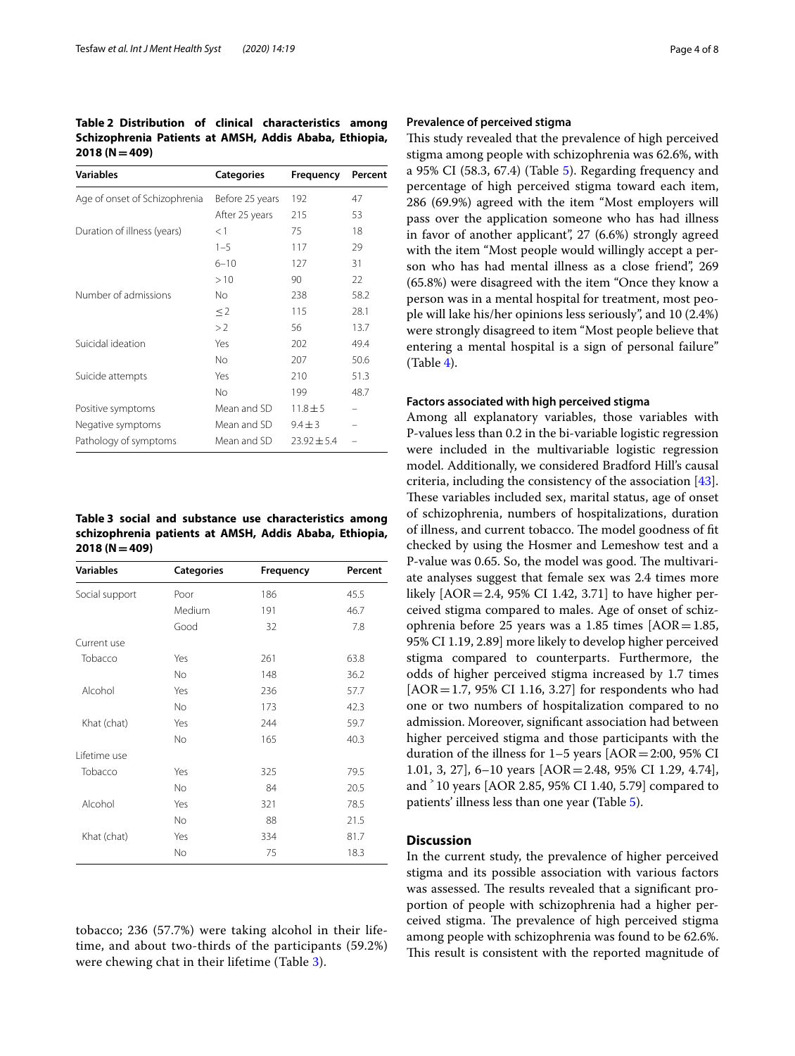**Table 2 Distribution of clinical characteristics among Schizophrenia Patients at AMSH, Addis Ababa, Ethiopia, 2018 (N = 409)**

| Variables | Categories | Frequency | Percent |
|---|---|---|---|
| Age of onset of Schizophrenia | Before 25 years | 192 | 47 |
| | After 25 years | 215 | 53 |
| Duration of illness (years) | < 1 | 75 | 18 |
| | 1–5 | 117 | 29 |
| | 6–10 | 127 | 31 |
| | > 10 | 90 | 22 |
| Number of admissions | No | 238 | 58.2 |
| | ≤ 2 | 115 | 28.1 |
| | > 2 | 56 | 13.7 |
| Suicidal ideation | Yes | 202 | 49.4 |
| | No | 207 | 50.6 |
| Suicide attempts | Yes | 210 | 51.3 |
| | No | 199 | 48.7 |
| Positive symptoms | Mean and SD | 11.8 ± 5 | – |
| Negative symptoms | Mean and SD | 9.4 ± 3 | – |
| Pathology of symptoms | Mean and SD | 23.92 ± 5.4 | – |

**Table 3 social and substance use characteristics among schizophrenia patients at AMSH, Addis Ababa, Ethiopia, 2018 (N = 409)**

| Variables | Categories | Frequency | Percent |
|---|---|---|---|
| Social support | Poor | 186 | 45.5 |
| | Medium | 191 | 46.7 |
| | Good | 32 | 7.8 |
| Current use | | | |
| Tobacco | Yes | 261 | 63.8 |
| | No | 148 | 36.2 |
| Alcohol | Yes | 236 | 57.7 |
| | No | 173 | 42.3 |
| Khat (chat) | Yes | 244 | 59.7 |
| | No | 165 | 40.3 |
| Lifetime use | | | |
| Tobacco | Yes | 325 | 79.5 |
| | No | 84 | 20.5 |
| Alcohol | Yes | 321 | 78.5 |
| | No | 88 | 21.5 |
| Khat (chat) | Yes | 334 | 81.7 |
| | No | 75 | 18.3 |

tobacco; 236 (57.7%) were taking alcohol in their lifetime, and about two-thirds of the participants (59.2%) were chewing chat in their lifetime (Table 3).

### Prevalence of perceived stigma

This study revealed that the prevalence of high perceived stigma among people with schizophrenia was 62.6%, with a 95% CI (58.3, 67.4) (Table 5). Regarding frequency and percentage of high perceived stigma toward each item, 286 (69.9%) agreed with the item "Most employers will pass over the application someone who has had illness in favor of another applicant", 27 (6.6%) strongly agreed with the item "Most people would willingly accept a person who has had mental illness as a close friend", 269 (65.8%) were disagreed with the item "Once they know a person was in a mental hospital for treatment, most people will lake his/her opinions less seriously", and 10 (2.4%) were strongly disagreed to item "Most people believe that entering a mental hospital is a sign of personal failure" (Table 4).

### Factors associated with high perceived stigma

Among all explanatory variables, those variables with P-values less than 0.2 in the bi-variable logistic regression were included in the multivariable logistic regression model. Additionally, we considered Bradford Hill's causal criteria, including the consistency of the association [43]. These variables included sex, marital status, age of onset of schizophrenia, numbers of hospitalizations, duration of illness, and current tobacco. The model goodness of fit checked by using the Hosmer and Lemeshow test and a P-value was 0.65. So, the model was good. The multivariate analyses suggest that female sex was 2.4 times more likely [AOR = 2.4, 95% CI 1.42, 3.71] to have higher perceived stigma compared to males. Age of onset of schizophrenia before 25 years was a 1.85 times [AOR = 1.85, 95% CI 1.19, 2.89] more likely to develop higher perceived stigma compared to counterparts. Furthermore, the odds of higher perceived stigma increased by 1.7 times [AOR = 1.7, 95% CI 1.16, 3.27] for respondents who had one or two numbers of hospitalization compared to no admission. Moreover, significant association had between higher perceived stigma and those participants with the duration of the illness for 1–5 years [AOR = 2:00, 95% CI 1.01, 3, 27], 6–10 years [AOR = 2.48, 95% CI 1.29, 4.74], and ˃ 10 years [AOR 2.85, 95% CI 1.40, 5.79] compared to patients' illness less than one year (Table 5).

## Discussion

In the current study, the prevalence of higher perceived stigma and its possible association with various factors was assessed. The results revealed that a significant proportion of people with schizophrenia had a higher perceived stigma. The prevalence of high perceived stigma among people with schizophrenia was found to be 62.6%. This result is consistent with the reported magnitude of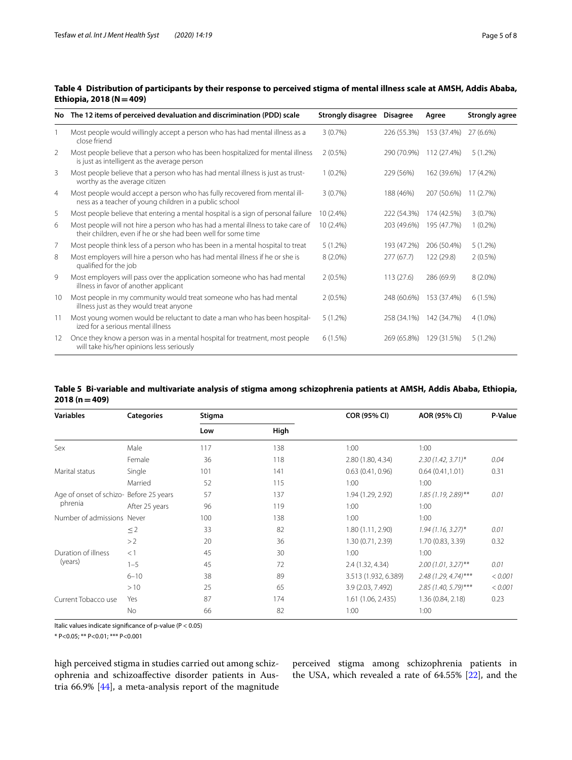**Table 4 Distribution of participants by their response to perceived stigma of mental illness scale at AMSH, Addis Ababa, Ethiopia, 2018 (N = 409)**

| No | The 12 items of perceived devaluation and discrimination (PDD) scale | Strongly disagree | Disagree | Agree | Strongly agree |
|---|---|---|---|---|---|
| 1 | Most people would willingly accept a person who has had mental illness as a close friend | 3 (0.7%) | 226 (55.3%) | 153 (37.4%) | 27 (6.6%) |
| 2 | Most people believe that a person who has been hospitalized for mental illness is just as intelligent as the average person | 2 (0.5%) | 290 (70.9%) | 112 (27.4%) | 5 (1.2%) |
| 3 | Most people believe that a person who has had mental illness is just as trustworthy as the average citizen | 1 (0.2%) | 229 (56%) | 162 (39.6%) | 17 (4.2%) |
| 4 | Most people would accept a person who has fully recovered from mental illness as a teacher of young children in a public school | 3 (0.7%) | 188 (46%) | 207 (50.6%) | 11 (2.7%) |
| 5 | Most people believe that entering a mental hospital is a sign of personal failure | 10 (2.4%) | 222 (54.3%) | 174 (42.5%) | 3 (0.7%) |
| 6 | Most people will not hire a person who has had a mental illness to take care of their children, even if he or she had been well for some time | 10 (2.4%) | 203 (49.6%) | 195 (47.7%) | 1 (0.2%) |
| 7 | Most people think less of a person who has been in a mental hospital to treat | 5 (1.2%) | 193 (47.2%) | 206 (50.4%) | 5 (1.2%) |
| 8 | Most employers will hire a person who has had mental illness if he or she is qualified for the job | 8 (2.0%) | 277 (67.7) | 122 (29.8) | 2 (0.5%) |
| 9 | Most employers will pass over the application someone who has had mental illness in favor of another applicant | 2 (0.5%) | 113 (27.6) | 286 (69.9) | 8 (2.0%) |
| 10 | Most people in my community would treat someone who has had mental illness just as they would treat anyone | 2 (0.5%) | 248 (60.6%) | 153 (37.4%) | 6 (1.5%) |
| 11 | Most young women would be reluctant to date a man who has been hospitalized for a serious mental illness | 5 (1.2%) | 258 (34.1%) | 142 (34.7%) | 4 (1.0%) |
| 12 | Once they know a person was in a mental hospital for treatment, most people will take his/her opinions less seriously | 6 (1.5%) | 269 (65.8%) | 129 (31.5%) | 5 (1.2%) |

**Table 5 Bi-variable and multivariate analysis of stigma among schizophrenia patients at AMSH, Addis Ababa, Ethiopia, 2018 (n = 409)**

| Variables | Categories | Stigma | | COR (95% CI) | AOR (95% CI) | P-Value |
|---|---|---|---|---|---|---|
| | | Low | High | | | |
| Sex | Male | 117 | 138 | 1:00 | 1:00 | |
| | Female | 36 | 118 | 2.80 (1.80, 4.34) | *2.30 (1.42, 3.71)** | *0.04* |
| Marital status | Single | 101 | 141 | 0.63 (0.41, 0.96) | 0.64 (0.41,1.01) | 0.31 |
| | Married | 52 | 115 | 1:00 | 1:00 | |
| Age of onset of schizophrenia | Before 25 years | 57 | 137 | 1.94 (1.29, 2.92) | *1.85 (1.19, 2.89)*** | *0.01* |
| | After 25 years | 96 | 119 | 1:00 | 1:00 | |
| Number of admissions | Never | 100 | 138 | 1:00 | 1:00 | |
| | ≤ 2 | 33 | 82 | 1.80 (1.11, 2.90) | *1.94 (1.16, 3.27)** | *0.01* |
| | > 2 | 20 | 36 | 1.30 (0.71, 2.39) | 1.70 (0.83, 3.39) | 0.32 |
| Duration of illness (years) | < 1 | 45 | 30 | 1:00 | 1:00 | |
| | 1–5 | 45 | 72 | 2.4 (1.32, 4.34) | *2.00 (1.01, 3.27)*** | *0.01* |
| | 6–10 | 38 | 89 | 3.513 (1.932, 6.389) | *2.48 (1.29, 4.74)**** | *< 0.001* |
| | > 10 | 25 | 65 | 3.9 (2.03, 7.492) | *2.85 (1.40, 5.79)**** | *< 0.001* |
| Current Tobacco use | Yes | 87 | 174 | 1.61 (1.06, 2.435) | 1.36 (0.84, 2.18) | 0.23 |
| | No | 66 | 82 | 1:00 | 1:00 | |

Italic values indicate significance of p-value ($P < 0.05$)

* $P<0.05$; ** $P<0.01$; *** $P<0.001$

high perceived stigma in studies carried out among schizophrenia and schizoaffective disorder patients in Austria 66.9% [44], a meta-analysis report of the magnitude perceived stigma among schizophrenia patients in the USA, which revealed a rate of 64.55% [22], and the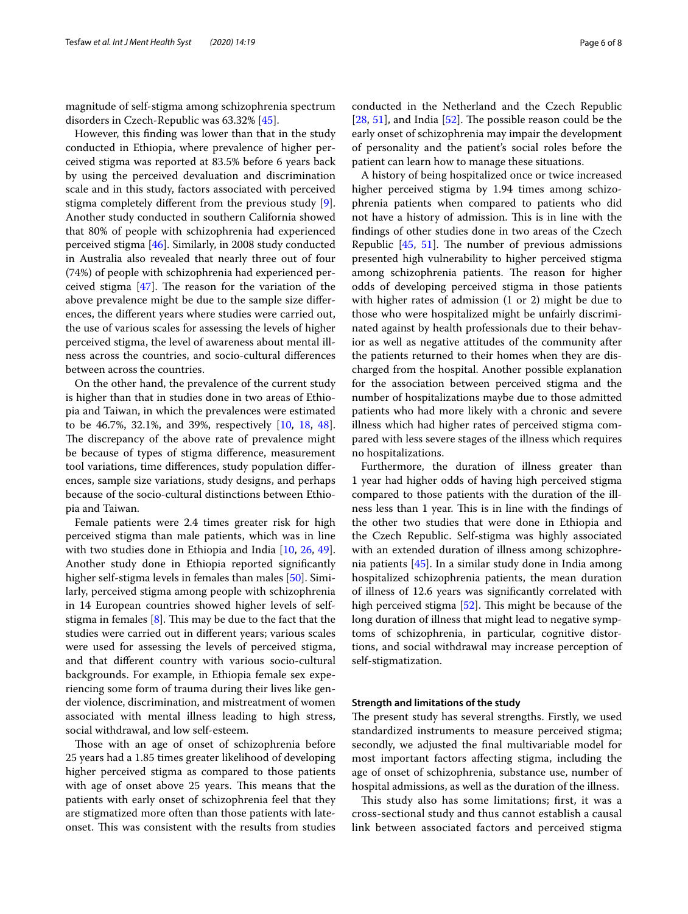magnitude of self-stigma among schizophrenia spectrum disorders in Czech-Republic was 63.32% [45].

However, this finding was lower than that in the study conducted in Ethiopia, where prevalence of higher perceived stigma was reported at 83.5% before 6 years back by using the perceived devaluation and discrimination scale and in this study, factors associated with perceived stigma completely different from the previous study [9]. Another study conducted in southern California showed that 80% of people with schizophrenia had experienced perceived stigma [46]. Similarly, in 2008 study conducted in Australia also revealed that nearly three out of four (74%) of people with schizophrenia had experienced perceived stigma [47]. The reason for the variation of the above prevalence might be due to the sample size differences, the different years where studies were carried out, the use of various scales for assessing the levels of higher perceived stigma, the level of awareness about mental illness across the countries, and socio-cultural differences between across the countries.

On the other hand, the prevalence of the current study is higher than that in studies done in two areas of Ethiopia and Taiwan, in which the prevalences were estimated to be 46.7%, 32.1%, and 39%, respectively [10, 18, 48]. The discrepancy of the above rate of prevalence might be because of types of stigma difference, measurement tool variations, time differences, study population differences, sample size variations, study designs, and perhaps because of the socio-cultural distinctions between Ethiopia and Taiwan.

Female patients were 2.4 times greater risk for high perceived stigma than male patients, which was in line with two studies done in Ethiopia and India [10, 26, 49]. Another study done in Ethiopia reported significantly higher self-stigma levels in females than males [50]. Similarly, perceived stigma among people with schizophrenia in 14 European countries showed higher levels of self-stigma in females [8]. This may be due to the fact that the studies were carried out in different years; various scales were used for assessing the levels of perceived stigma, and that different country with various socio-cultural backgrounds. For example, in Ethiopia female sex experiencing some form of trauma during their lives like gender violence, discrimination, and mistreatment of women associated with mental illness leading to high stress, social withdrawal, and low self-esteem.

Those with an age of onset of schizophrenia before 25 years had a 1.85 times greater likelihood of developing higher perceived stigma as compared to those patients with age of onset above 25 years. This means that the patients with early onset of schizophrenia feel that they are stigmatized more often than those patients with late-onset. This was consistent with the results from studies conducted in the Netherland and the Czech Republic [28, 51], and India [52]. The possible reason could be the early onset of schizophrenia may impair the development of personality and the patient's social roles before the patient can learn how to manage these situations.

A history of being hospitalized once or twice increased higher perceived stigma by 1.94 times among schizophrenia patients when compared to patients who did not have a history of admission. This is in line with the findings of other studies done in two areas of the Czech Republic [45, 51]. The number of previous admissions presented high vulnerability to higher perceived stigma among schizophrenia patients. The reason for higher odds of developing perceived stigma in those patients with higher rates of admission (1 or 2) might be due to those who were hospitalized might be unfairly discriminated against by health professionals due to their behavior as well as negative attitudes of the community after the patients returned to their homes when they are discharged from the hospital. Another possible explanation for the association between perceived stigma and the number of hospitalizations maybe due to those admitted patients who had more likely with a chronic and severe illness which had higher rates of perceived stigma compared with less severe stages of the illness which requires no hospitalizations.

Furthermore, the duration of illness greater than 1 year had higher odds of having high perceived stigma compared to those patients with the duration of the illness less than 1 year. This is in line with the findings of the other two studies that were done in Ethiopia and the Czech Republic. Self-stigma was highly associated with an extended duration of illness among schizophrenia patients [45]. In a similar study done in India among hospitalized schizophrenia patients, the mean duration of illness of 12.6 years was significantly correlated with high perceived stigma [52]. This might be because of the long duration of illness that might lead to negative symptoms of schizophrenia, in particular, cognitive distortions, and social withdrawal may increase perception of self-stigmatization.

### Strength and limitations of the study

The present study has several strengths. Firstly, we used standardized instruments to measure perceived stigma; secondly, we adjusted the final multivariable model for most important factors affecting stigma, including the age of onset of schizophrenia, substance use, number of hospital admissions, as well as the duration of the illness.

This study also has some limitations; first, it was a cross-sectional study and thus cannot establish a causal link between associated factors and perceived stigma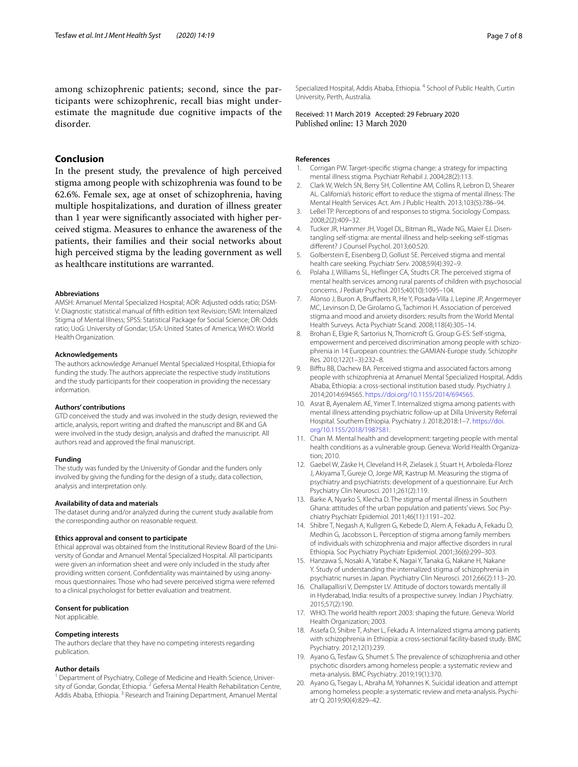among schizophrenic patients; second, since the participants were schizophrenic, recall bias might underestimate the magnitude due cognitive impacts of the disorder.

## Conclusion

In the present study, the prevalence of high perceived stigma among people with schizophrenia was found to be 62.6%. Female sex, age at onset of schizophrenia, having multiple hospitalizations, and duration of illness greater than 1 year were significantly associated with higher perceived stigma. Measures to enhance the awareness of the patients, their families and their social networks about high perceived stigma by the leading government as well as healthcare institutions are warranted.

### Abbreviations

AMSH: Amanuel Mental Specialized Hospital; AOR: Adjusted odds ratio; DSM-V: Diagnostic statistical manual of fifth edition text Revision; ISMI: Internalized Stigma of Mental Illness; SPSS: Statistical Package for Social Science; OR: Odds ratio; UoG: University of Gondar; USA: United States of America; WHO: World Health Organization.

### Acknowledgements

The authors acknowledge Amanuel Mental Specialized Hospital, Ethiopia for funding the study. The authors appreciate the respective study institutions and the study participants for their cooperation in providing the necessary information.

### Authors' contributions

GTD conceived the study and was involved in the study design, reviewed the article, analysis, report writing and drafted the manuscript and BK and GA were involved in the study design, analysis and drafted the manuscript. All authors read and approved the final manuscript.

### Funding

The study was funded by the University of Gondar and the funders only involved by giving the funding for the design of a study, data collection, analysis and interpretation only.

### Availability of data and materials

The dataset during and/or analyzed during the current study available from the corresponding author on reasonable request.

### Ethics approval and consent to participate

Ethical approval was obtained from the Institutional Review Board of the University of Gondar and Amanuel Mental Specialized Hospital. All participants were given an information sheet and were only included in the study after providing written consent. Confidentiality was maintained by using anonymous questionnaires. Those who had severe perceived stigma were referred to a clinical psychologist for better evaluation and treatment.

### Consent for publication

Not applicable.

### Competing interests

The authors declare that they have no competing interests regarding publication.

### Author details

[1] Department of Psychiatry, College of Medicine and Health Science, University of Gondar, Gondar, Ethiopia. [2] Gefersa Mental Health Rehabilitation Centre, Addis Ababa, Ethiopia. [3] Research and Training Department, Amanuel Mental Specialized Hospital, Addis Ababa, Ethiopia. [4] School of Public Health, Curtin University, Perth, Australia.

Received: 11 March 2019 Accepted: 29 February 2020
Published online: 13 March 2020

### References

1. Corrigan PW. Target-specific stigma change: a strategy for impacting mental illness stigma. Psychiatr Rehabil J. 2004;28(2):113.
2. Clark W, Welch SN, Berry SH, Collentine AM, Collins R, Lebron D, Shearer AL. California's historic effort to reduce the stigma of mental illness: The Mental Health Services Act. Am J Public Health. 2013;103(5):786–94.
3. LeBel TP. Perceptions of and responses to stigma. Sociology Compass. 2008;2(2):409–32.
4. Tucker JR, Hammer JH, Vogel DL, Bitman RL, Wade NG, Maier EJ. Disentangling self-stigma: are mental illness and help-seeking self-stigmas different? J Counsel Psychol. 2013;60:520.
5. Golberstein E, Eisenberg D, Gollust SE. Perceived stigma and mental health care seeking. Psychiatr Serv. 2008;59(4):392–9.
6. Polaha J, Williams SL, Heflinger CA, Studts CR. The perceived stigma of mental health services among rural parents of children with psychosocial concerns. J Pediatr Psychol. 2015;40(10):1095–104.
7. Alonso J, Buron A, Bruffaerts R, He Y, Posada-Villa J, Lepine JP, Angermeyer MC, Levinson D, De Girolamo G, Tachimori H. Association of perceived stigma and mood and anxiety disorders: results from the World Mental Health Surveys. Acta Psychiatr Scand. 2008;118(4):305–14.
8. Brohan E, Elgie R, Sartorius N, Thornicroft G. Group G-ES: Self-stigma, empowerment and perceived discrimination among people with schizophrenia in 14 European countries: the GAMIAN-Europe study. Schizophr Res. 2010;122(1–3):232–8.
9. Bifftu BB, Dachew BA. Perceived stigma and associated factors among people with schizophrenia at Amanuel Mental Specialized Hospital, Addis Ababa, Ethiopia: a cross-sectional institution based study. Psychiatry J. 2014;2014:694565. https://doi.org/10.1155/2014/694565.
10. Asrat B, Ayenalem AE, Yimer T. Internalized stigma among patients with mental illness attending psychiatric follow-up at Dilla University Referral Hospital. Southern Ethiopia. Psychiatry J. 2018;2018:1–7. https://doi.org/10.1155/2018/1987581.
11. Chan M. Mental health and development: targeting people with mental health conditions as a vulnerable group. Geneva: World Health Organization; 2010.
12. Gaebel W, Zäske H, Cleveland H-R, Zielasek J, Stuart H, Arboleda-Florez J, Akiyama T, Gureje O, Jorge MR, Kastrup M. Measuring the stigma of psychiatry and psychiatrists: development of a questionnaire. Eur Arch Psychiatry Clin Neurosci. 2011;261(2):119.
13. Barke A, Nyarko S, Klecha D. The stigma of mental illness in Southern Ghana: attitudes of the urban population and patients' views. Soc Psychiatry Psychiatr Epidemiol. 2011;46(11):1191–202.
14. Shibre T, Negash A, Kullgren G, Kebede D, Alem A, Fekadu A, Fekadu D, Medhin G, Jacobsson L. Perception of stigma among family members of individuals with schizophrenia and major affective disorders in rural Ethiopia. Soc Psychiatry Psychiatr Epidemiol. 2001;36(6):299–303.
15. Hanzawa S, Nosaki A, Yatabe K, Nagai Y, Tanaka G, Nakane H, Nakane Y. Study of understanding the internalized stigma of schizophrenia in psychiatric nurses in Japan. Psychiatry Clin Neurosci. 2012;66(2):113–20.
16. Challapallisri V, Dempster LV. Attitude of doctors towards mentally ill in Hyderabad, India: results of a prospective survey. Indian J Psychiatry. 2015;57(2):190.
17. WHO. The world health report 2003: shaping the future. Geneva: World Health Organization; 2003.
18. Assefa D, Shibre T, Asher L, Fekadu A. Internalized stigma among patients with schizophrenia in Ethiopia: a cross-sectional facility-based study. BMC Psychiatry. 2012;12(1):239.
19. Ayano G, Tesfaw G, Shumet S. The prevalence of schizophrenia and other psychotic disorders among homeless people: a systematic review and meta-analysis. BMC Psychiatry. 2019;19(1):370.
20. Ayano G, Tsegay L, Abraha M, Yohannes K. Suicidal ideation and attempt among homeless people: a systematic review and meta-analysis. Psychiatr Q. 2019;90(4):829–42.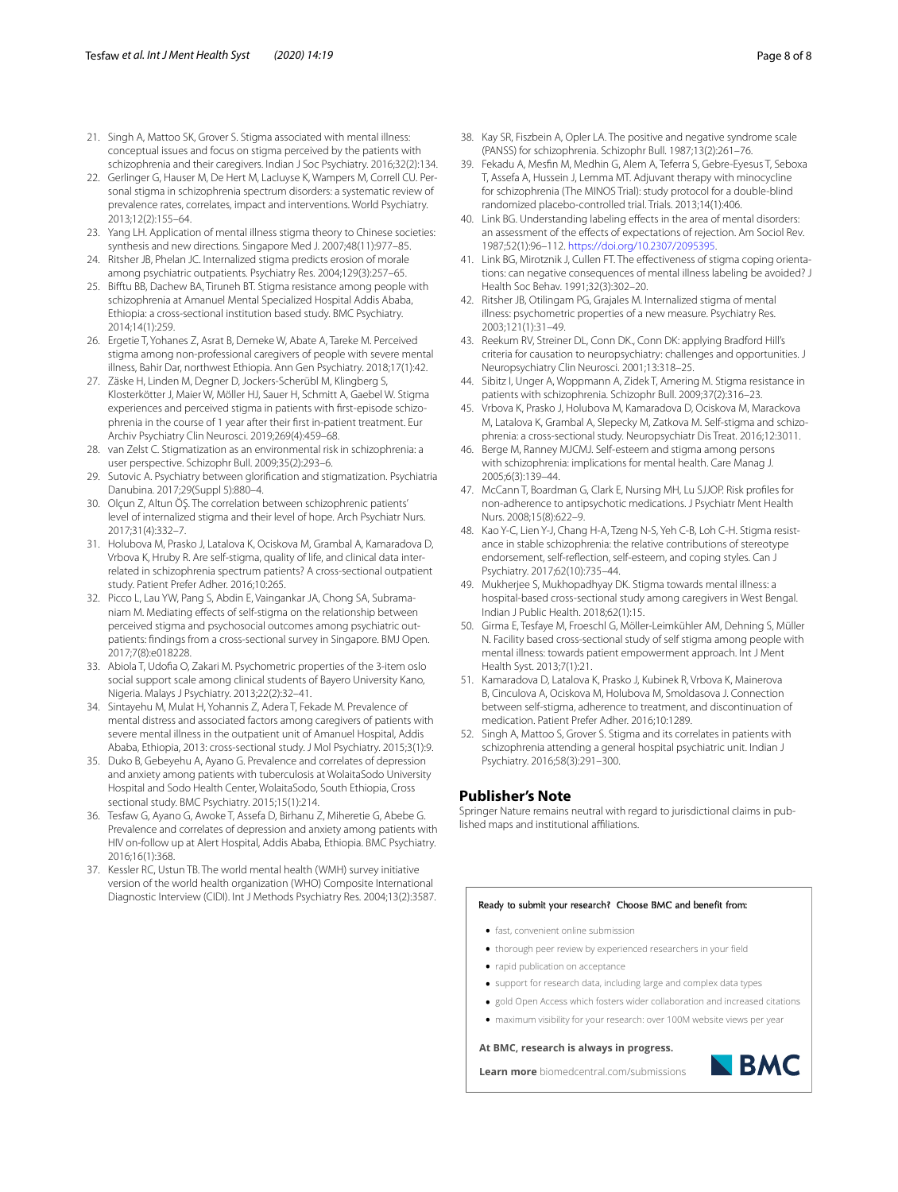21. Singh A, Mattoo SK, Grover S. Stigma associated with mental illness: conceptual issues and focus on stigma perceived by the patients with schizophrenia and their caregivers. Indian J Soc Psychiatry. 2016;32(2):134.
22. Gerlinger G, Hauser M, De Hert M, Lacluyse K, Wampers M, Correll CU. Personal stigma in schizophrenia spectrum disorders: a systematic review of prevalence rates, correlates, impact and interventions. World Psychiatry. 2013;12(2):155–64.
23. Yang LH. Application of mental illness stigma theory to Chinese societies: synthesis and new directions. Singapore Med J. 2007;48(11):977–85.
24. Ritsher JB, Phelan JC. Internalized stigma predicts erosion of morale among psychiatric outpatients. Psychiatry Res. 2004;129(3):257–65.
25. Bifftu BB, Dachew BA, Tiruneh BT. Stigma resistance among people with schizophrenia at Amanuel Mental Specialized Hospital Addis Ababa, Ethiopia: a cross-sectional institution based study. BMC Psychiatry. 2014;14(1):259.
26. Ergetie T, Yohanes Z, Asrat B, Demeke W, Abate A, Tareke M. Perceived stigma among non-professional caregivers of people with severe mental illness, Bahir Dar, northwest Ethiopia. Ann Gen Psychiatry. 2018;17(1):42.
27. Zäske H, Linden M, Degner D, Jockers-Scherübl M, Klingberg S, Klosterkötter J, Maier W, Möller HJ, Sauer H, Schmitt A, Gaebel W. Stigma experiences and perceived stigma in patients with first-episode schizophrenia in the course of 1 year after their first in-patient treatment. Eur Archiv Psychiatry Clin Neurosci. 2019;269(4):459–68.
28. van Zelst C. Stigmatization as an environmental risk in schizophrenia: a user perspective. Schizophr Bull. 2009;35(2):293–6.
29. Sutovic A. Psychiatry between glorification and stigmatization. Psychiatria Danubina. 2017;29(Suppl 5):880–4.
30. Olçun Z, Altun ÖŞ. The correlation between schizophrenic patients' level of internalized stigma and their level of hope. Arch Psychiatr Nurs. 2017;31(4):332–7.
31. Holubova M, Prasko J, Latalova K, Ociskova M, Grambal A, Kamaradova D, Vrbova K, Hruby R. Are self-stigma, quality of life, and clinical data interrelated in schizophrenia spectrum patients? A cross-sectional outpatient study. Patient Prefer Adher. 2016;10:265.
32. Picco L, Lau YW, Pang S, Abdin E, Vaingankar JA, Chong SA, Subramaniam M. Mediating effects of self-stigma on the relationship between perceived stigma and psychosocial outcomes among psychiatric outpatients: findings from a cross-sectional survey in Singapore. BMJ Open. 2017;7(8):e018228.
33. Abiola T, Udofia O, Zakari M. Psychometric properties of the 3-item oslo social support scale among clinical students of Bayero University Kano, Nigeria. Malays J Psychiatry. 2013;22(2):32–41.
34. Sintayehu M, Mulat H, Yohannis Z, Adera T, Fekade M. Prevalence of mental distress and associated factors among caregivers of patients with severe mental illness in the outpatient unit of Amanuel Hospital, Addis Ababa, Ethiopia, 2013: cross-sectional study. J Mol Psychiatry. 2015;3(1):9.
35. Duko B, Gebeyehu A, Ayano G. Prevalence and correlates of depression and anxiety among patients with tuberculosis at WolaitaSodo University Hospital and Sodo Health Center, WolaitaSodo, South Ethiopia, Cross sectional study. BMC Psychiatry. 2015;15(1):214.
36. Tesfaw G, Ayano G, Awoke T, Assefa D, Birhanu Z, Miheretie G, Abebe G. Prevalence and correlates of depression and anxiety among patients with HIV on-follow up at Alert Hospital, Addis Ababa, Ethiopia. BMC Psychiatry. 2016;16(1):368.
37. Kessler RC, Ustun TB. The world mental health (WMH) survey initiative version of the world health organization (WHO) Composite International Diagnostic Interview (CIDI). Int J Methods Psychiatry Res. 2004;13(2):3587.
38. Kay SR, Fiszbein A, Opler LA. The positive and negative syndrome scale (PANSS) for schizophrenia. Schizophr Bull. 1987;13(2):261–76.
39. Fekadu A, Mesfin M, Medhin G, Alem A, Teferra S, Gebre-Eyesus T, Seboxa T, Assefa A, Hussein J, Lemma MT. Adjuvant therapy with minocycline for schizophrenia (The MINOS Trial): study protocol for a double-blind randomized placebo-controlled trial. Trials. 2013;14(1):406.
40. Link BG. Understanding labeling effects in the area of mental disorders: an assessment of the effects of expectations of rejection. Am Sociol Rev. 1987;52(1):96–112. https://doi.org/10.2307/2095395.
41. Link BG, Mirotznik J, Cullen FT. The effectiveness of stigma coping orientations: can negative consequences of mental illness labeling be avoided? J Health Soc Behav. 1991;32(3):302–20.
42. Ritsher JB, Otilingam PG, Grajales M. Internalized stigma of mental illness: psychometric properties of a new measure. Psychiatry Res. 2003;121(1):31–49.
43. Reekum RV, Streiner DL, Conn DK., Conn DK: applying Bradford Hill's criteria for causation to neuropsychiatry: challenges and opportunities. J Neuropsychiatry Clin Neurosci. 2001;13:318–25.
44. Sibitz I, Unger A, Woppmann A, Zidek T, Amering M. Stigma resistance in patients with schizophrenia. Schizophr Bull. 2009;37(2):316–23.
45. Vrbova K, Prasko J, Holubova M, Kamaradova D, Ociskova M, Marackova M, Latalova K, Grambal A, Slepecky M, Zatkova M. Self-stigma and schizophrenia: a cross-sectional study. Neuropsychiatr Dis Treat. 2016;12:3011.
46. Berge M, Ranney MJCMJ. Self-esteem and stigma among persons with schizophrenia: implications for mental health. Care Manag J. 2005;6(3):139–44.
47. McCann T, Boardman G, Clark E, Nursing MH, Lu SJJOP. Risk profiles for non-adherence to antipsychotic medications. J Psychiatr Ment Health Nurs. 2008;15(8):622–9.
48. Kao Y-C, Lien Y-J, Chang H-A, Tzeng N-S, Yeh C-B, Loh C-H. Stigma resistance in stable schizophrenia: the relative contributions of stereotype endorsement, self-reflection, self-esteem, and coping styles. Can J Psychiatry. 2017;62(10):735–44.
49. Mukherjee S, Mukhopadhyay DK. Stigma towards mental illness: a hospital-based cross-sectional study among caregivers in West Bengal. Indian J Public Health. 2018;62(1):15.
50. Girma E, Tesfaye M, Froeschl G, Möller-Leimkühler AM, Dehning S, Müller N. Facility based cross-sectional study of self stigma among people with mental illness: towards patient empowerment approach. Int J Ment Health Syst. 2013;7(1):21.
51. Kamaradova D, Latalova K, Prasko J, Kubinek R, Vrbova K, Mainerova B, Cinculova A, Ociskova M, Holubova M, Smoldasova J. Connection between self-stigma, adherence to treatment, and discontinuation of medication. Patient Prefer Adher. 2016;10:1289.
52. Singh A, Mattoo S, Grover S. Stigma and its correlates in patients with schizophrenia attending a general hospital psychiatric unit. Indian J Psychiatry. 2016;58(3):291–300.

## Publisher's Note

Springer Nature remains neutral with regard to jurisdictional claims in published maps and institutional affiliations.

Ready to submit your research? Choose BMC and benefit from:

- fast, convenient online submission
- thorough peer review by experienced researchers in your field
- rapid publication on acceptance
- support for research data, including large and complex data types
- gold Open Access which fosters wider collaboration and increased citations
- maximum visibility for your research: over 100M website views per year

**At BMC, research is always in progress.**

**Learn more** biomedcentral.com/submissions

BMC